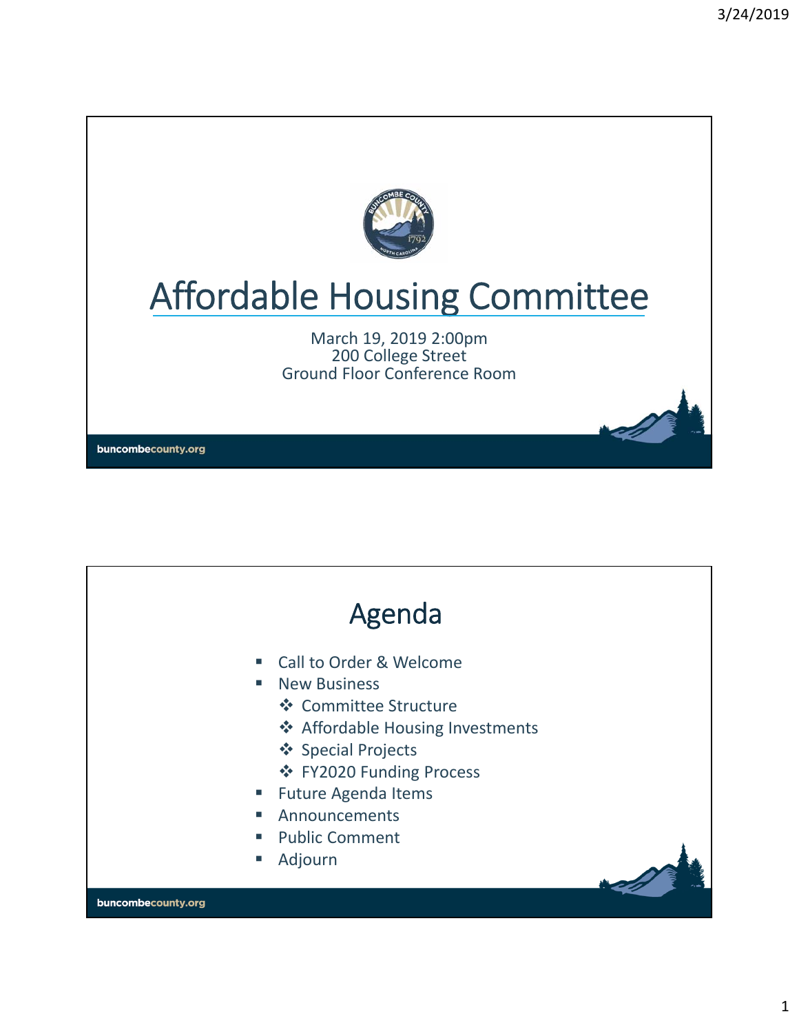# Affordable Housing Committee

March 19, 2019 2:00pm
200 College Street
Ground Floor Conference Room

buncombecounty.org

## Agenda

- Call to Order & Welcome
- New Business
  - Committee Structure
  - Affordable Housing Investments
  - Special Projects
  - FY2020 Funding Process
- Future Agenda Items
- Announcements
- Public Comment
- Adjourn

buncombecounty.org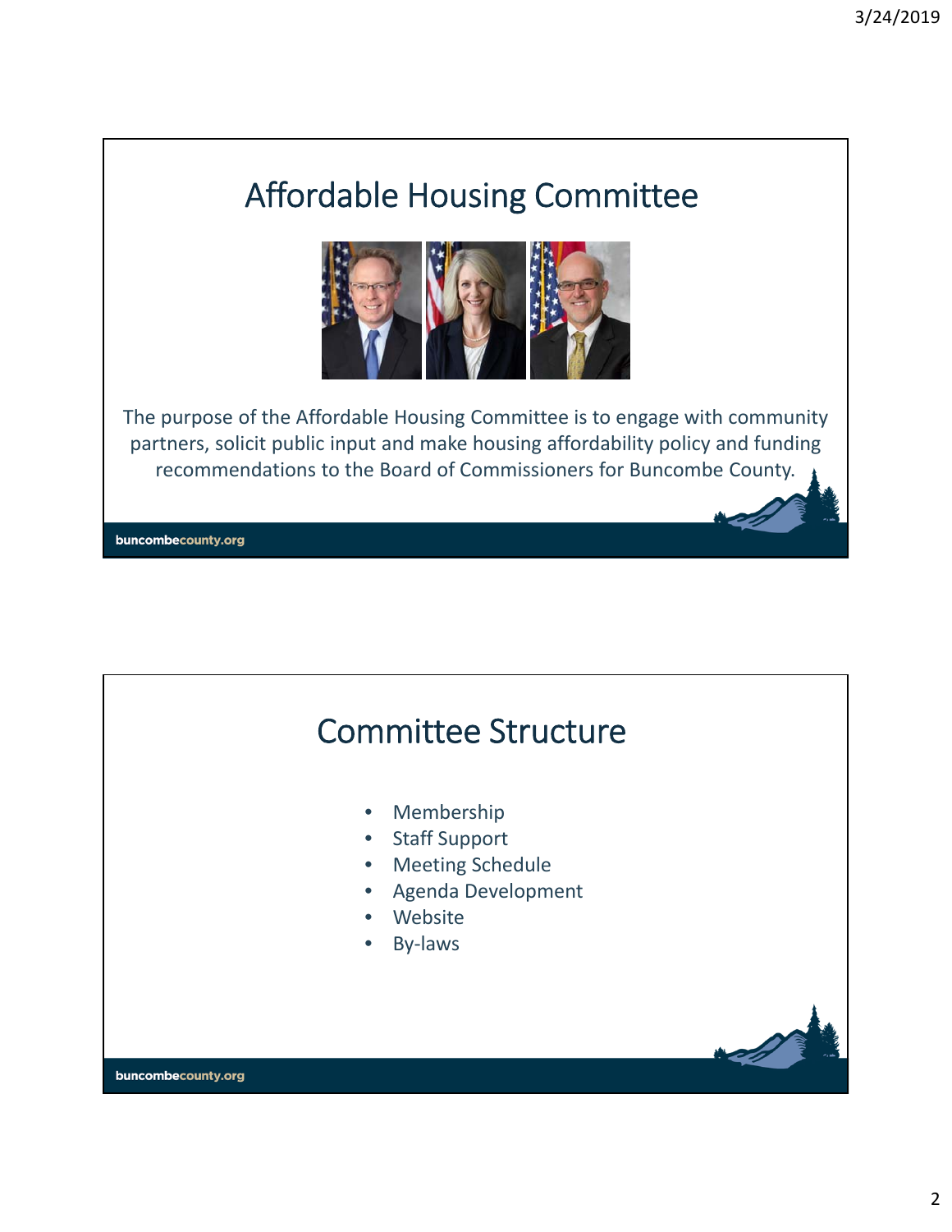# Affordable Housing Committee

The purpose of the Affordable Housing Committee is to engage with community partners, solicit public input and make housing affordability policy and funding recommendations to the Board of Commissioners for Buncombe County.

buncombecounty.org

# Committee Structure

- Membership
- Staff Support
- Meeting Schedule
- Agenda Development
- Website
- By-laws

buncombecounty.org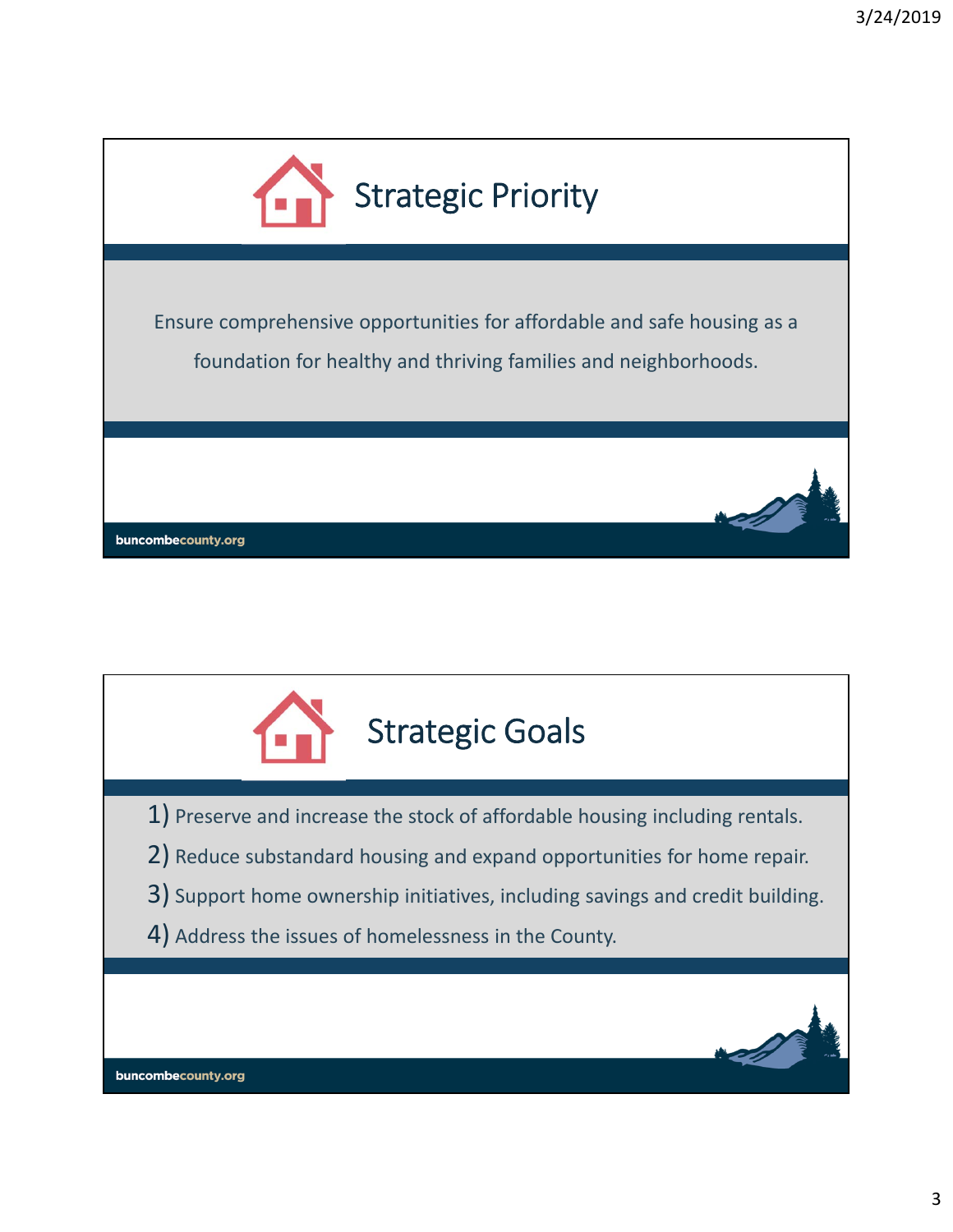## Strategic Priority

Ensure comprehensive opportunities for affordable and safe housing as a foundation for healthy and thriving families and neighborhoods.

buncombecounty.org

## Strategic Goals

1) Preserve and increase the stock of affordable housing including rentals.
2) Reduce substandard housing and expand opportunities for home repair.
3) Support home ownership initiatives, including savings and credit building.
4) Address the issues of homelessness in the County.

buncombecounty.org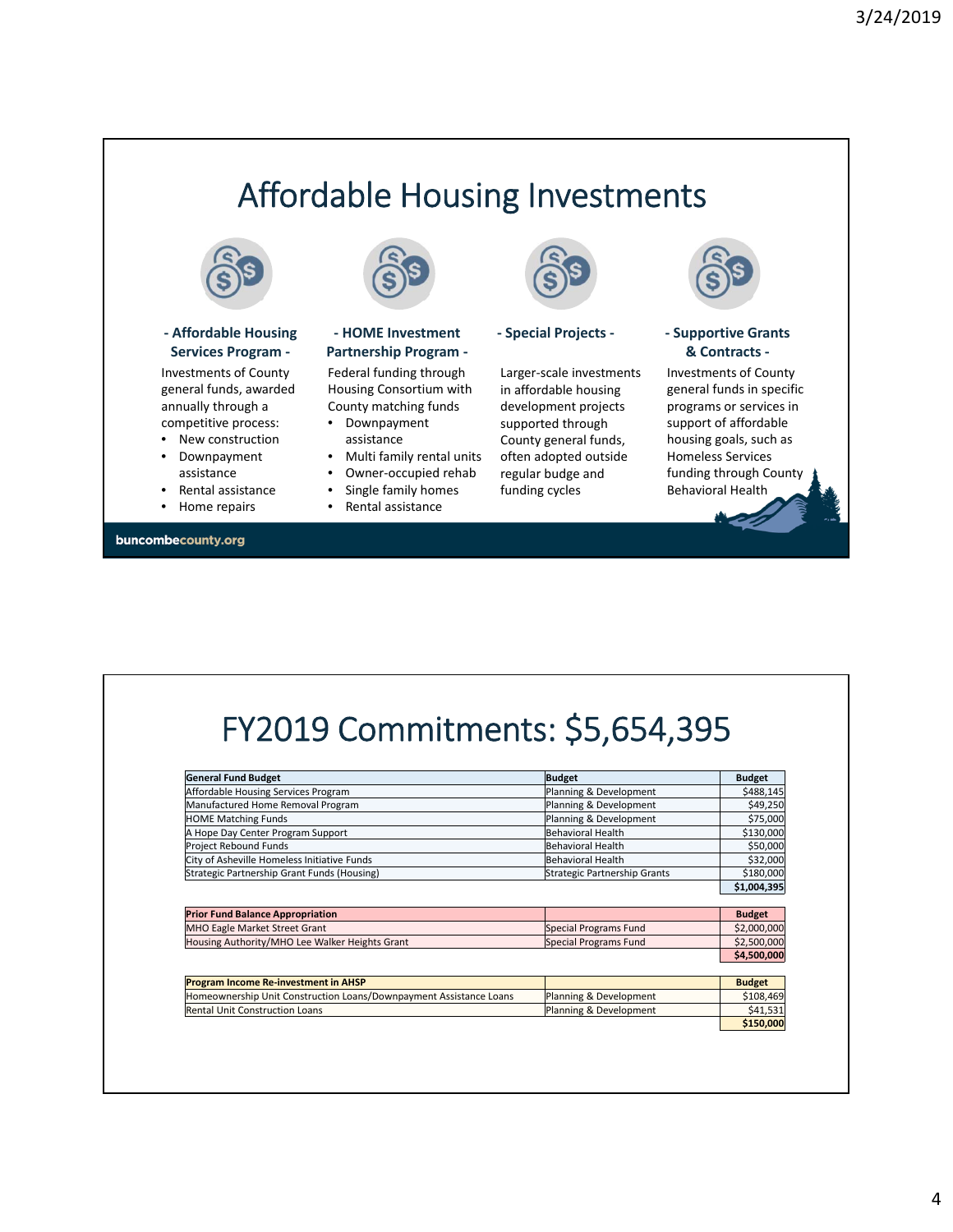# Affordable Housing Investments

### - Affordable Housing Services Program -

Investments of County general funds, awarded annually through a competitive process:

- New construction
- Downpayment assistance
- Rental assistance
- Home repairs

### - HOME Investment Partnership Program -

Federal funding through Housing Consortium with County matching funds

- Downpayment assistance
- Multi family rental units
- Owner-occupied rehab
- Single family homes
- Rental assistance

### - Special Projects -

Larger-scale investments in affordable housing development projects supported through County general funds, often adopted outside regular budge and funding cycles

### - Supportive Grants & Contracts -

Investments of County general funds in specific programs or services in support of affordable housing goals, such as Homeless Services funding through County Behavioral Health

buncombecounty.org

# FY2019 Commitments: $5,654,395

| General Fund Budget | Budget | Budget |
|---|---|---|
| Affordable Housing Services Program | Planning & Development | $488,145 |
| Manufactured Home Removal Program | Planning & Development | $49,250 |
| HOME Matching Funds | Planning & Development | $75,000 |
| A Hope Day Center Program Support | Behavioral Health | $130,000 |
| Project Rebound Funds | Behavioral Health | $50,000 |
| City of Asheville Homeless Initiative Funds | Behavioral Health | $32,000 |
| Strategic Partnership Grant Funds (Housing) | Strategic Partnership Grants | $180,000 |
| | | **$1,004,395** |

| Prior Fund Balance Appropriation | | Budget |
|---|---|---|
| MHO Eagle Market Street Grant | Special Programs Fund | $2,000,000 |
| Housing Authority/MHO Lee Walker Heights Grant | Special Programs Fund | $2,500,000 |
| | | **$4,500,000** |

| Program Income Re-investment in AHSP | | Budget |
|---|---|---|
| Homeownership Unit Construction Loans/Downpayment Assistance Loans | Planning & Development | $108,469 |
| Rental Unit Construction Loans | Planning & Development | $41,531 |
| | | **$150,000** |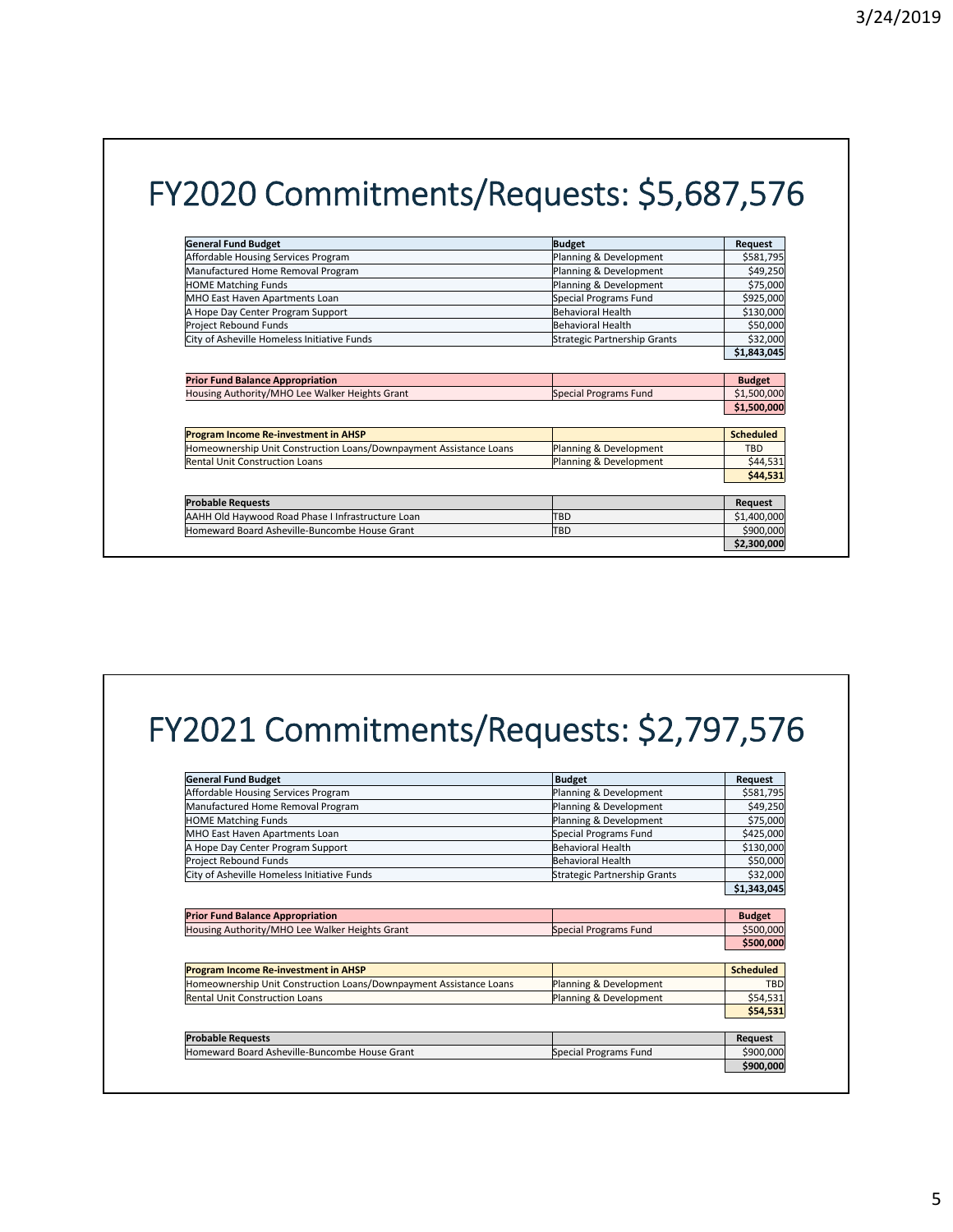# FY2020 Commitments/Requests: $5,687,576

| General Fund Budget | Budget | Request |
|---|---|---|
| Affordable Housing Services Program | Planning & Development | $581,795 |
| Manufactured Home Removal Program | Planning & Development | $49,250 |
| HOME Matching Funds | Planning & Development | $75,000 |
| MHO East Haven Apartments Loan | Special Programs Fund | $925,000 |
| A Hope Day Center Program Support | Behavioral Health | $130,000 |
| Project Rebound Funds | Behavioral Health | $50,000 |
| City of Asheville Homeless Initiative Funds | Strategic Partnership Grants | $32,000 |
| | | **$1,843,045** |

| Prior Fund Balance Appropriation | | Budget |
|---|---|---|
| Housing Authority/MHO Lee Walker Heights Grant | Special Programs Fund | $1,500,000 |
| | | **$1,500,000** |

| Program Income Re-investment in AHSP | | Scheduled |
|---|---|---|
| Homeownership Unit Construction Loans/Downpayment Assistance Loans | Planning & Development | TBD |
| Rental Unit Construction Loans | Planning & Development | $44,531 |
| | | **$44,531** |

| Probable Requests | | Request |
|---|---|---|
| AAHH Old Haywood Road Phase I Infrastructure Loan | TBD | $1,400,000 |
| Homeward Board Asheville-Buncombe House Grant | TBD | $900,000 |
| | | **$2,300,000** |

# FY2021 Commitments/Requests: $2,797,576

| General Fund Budget | Budget | Request |
|---|---|---|
| Affordable Housing Services Program | Planning & Development | $581,795 |
| Manufactured Home Removal Program | Planning & Development | $49,250 |
| HOME Matching Funds | Planning & Development | $75,000 |
| MHO East Haven Apartments Loan | Special Programs Fund | $425,000 |
| A Hope Day Center Program Support | Behavioral Health | $130,000 |
| Project Rebound Funds | Behavioral Health | $50,000 |
| City of Asheville Homeless Initiative Funds | Strategic Partnership Grants | $32,000 |
| | | **$1,343,045** |

| Prior Fund Balance Appropriation | | Budget |
|---|---|---|
| Housing Authority/MHO Lee Walker Heights Grant | Special Programs Fund | $500,000 |
| | | **$500,000** |

| Program Income Re-investment in AHSP | | Scheduled |
|---|---|---|
| Homeownership Unit Construction Loans/Downpayment Assistance Loans | Planning & Development | TBD |
| Rental Unit Construction Loans | Planning & Development | $54,531 |
| | | **$54,531** |

| Probable Requests | | Request |
|---|---|---|
| Homeward Board Asheville-Buncombe House Grant | Special Programs Fund | $900,000 |
| | | **$900,000** |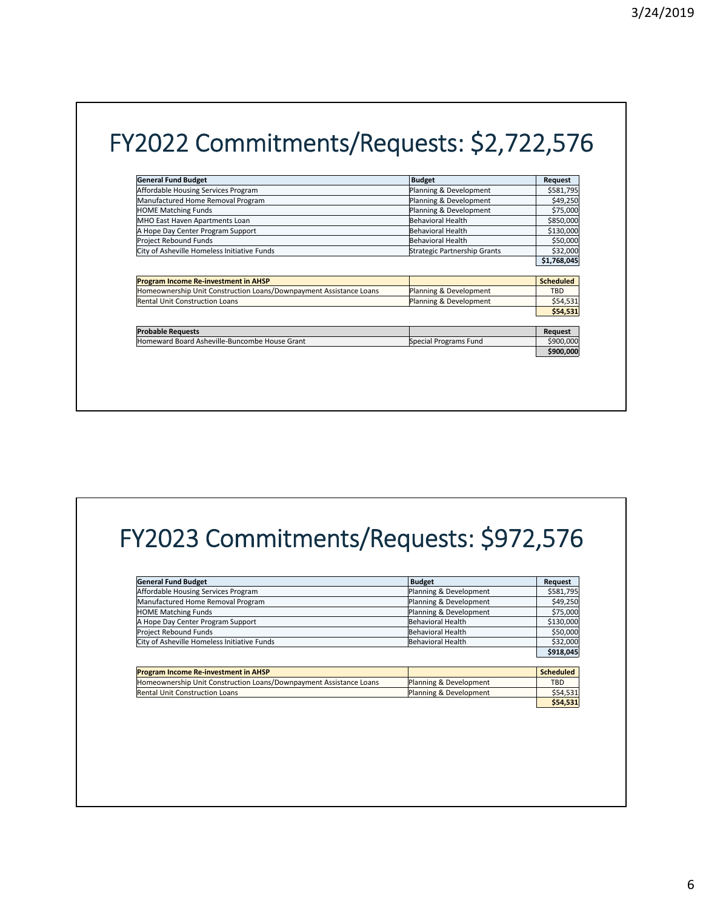# FY2022 Commitments/Requests: $2,722,576

| General Fund Budget | Budget | Request |
|---|---|---|
| Affordable Housing Services Program | Planning & Development | $581,795 |
| Manufactured Home Removal Program | Planning & Development | $49,250 |
| HOME Matching Funds | Planning & Development | $75,000 |
| MHO East Haven Apartments Loan | Behavioral Health | $850,000 |
| A Hope Day Center Program Support | Behavioral Health | $130,000 |
| Project Rebound Funds | Behavioral Health | $50,000 |
| City of Asheville Homeless Initiative Funds | Strategic Partnership Grants | $32,000 |
| | | **$1,768,045** |

| Program Income Re-investment in AHSP | | Scheduled |
|---|---|---|
| Homeownership Unit Construction Loans/Downpayment Assistance Loans | Planning & Development | TBD |
| Rental Unit Construction Loans | Planning & Development | $54,531 |
| | | **$54,531** |

| Probable Requests | | Request |
|---|---|---|
| Homeward Board Asheville-Buncombe House Grant | Special Programs Fund | $900,000 |
| | | **$900,000** |

# FY2023 Commitments/Requests: $972,576

| General Fund Budget | Budget | Request |
|---|---|---|
| Affordable Housing Services Program | Planning & Development | $581,795 |
| Manufactured Home Removal Program | Planning & Development | $49,250 |
| HOME Matching Funds | Planning & Development | $75,000 |
| A Hope Day Center Program Support | Behavioral Health | $130,000 |
| Project Rebound Funds | Behavioral Health | $50,000 |
| City of Asheville Homeless Initiative Funds | Behavioral Health | $32,000 |
| | | **$918,045** |

| Program Income Re-investment in AHSP | | Scheduled |
|---|---|---|
| Homeownership Unit Construction Loans/Downpayment Assistance Loans | Planning & Development | TBD |
| Rental Unit Construction Loans | Planning & Development | $54,531 |
| | | **$54,531** |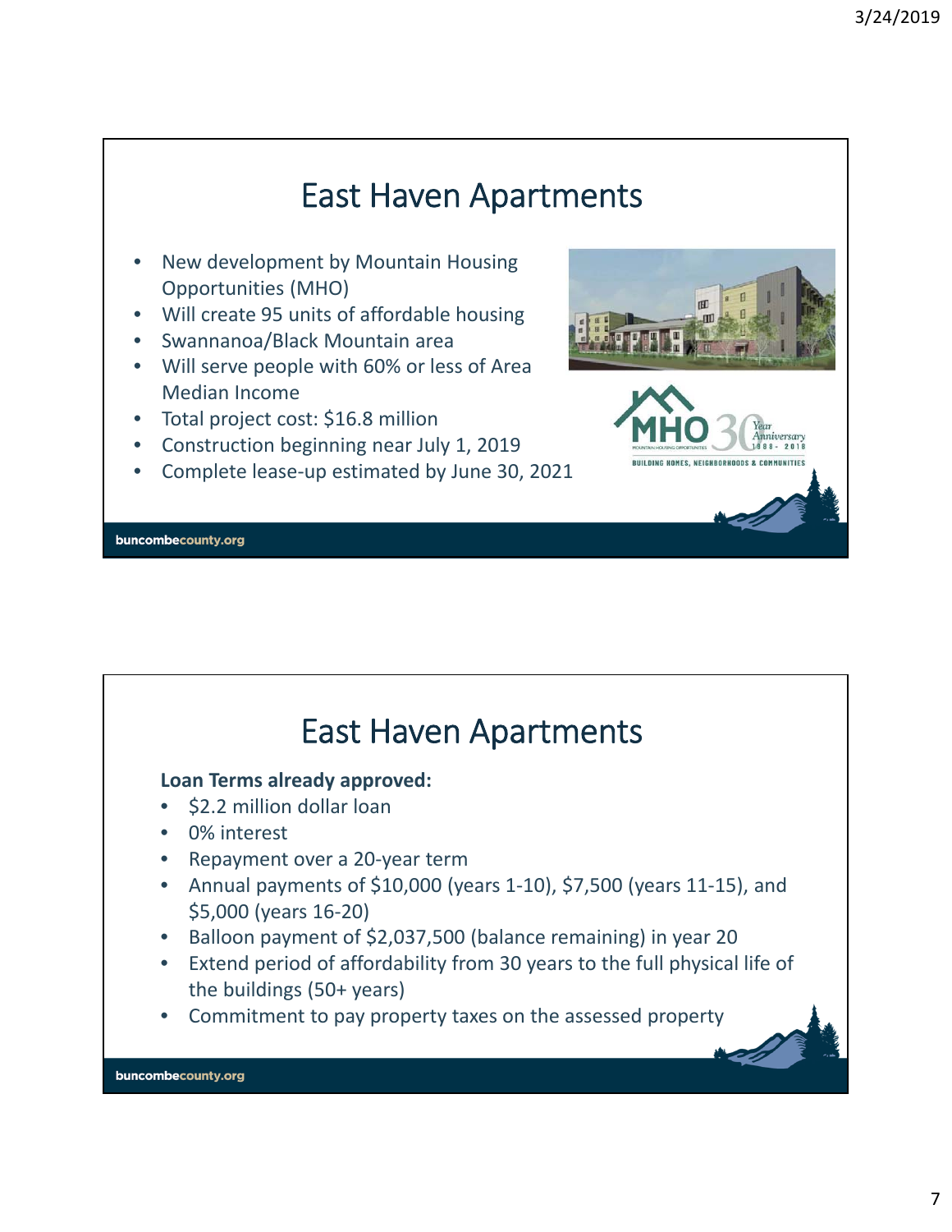# East Haven Apartments

- New development by Mountain Housing Opportunities (MHO)
- Will create 95 units of affordable housing
- Swannanoa/Black Mountain area
- Will serve people with 60% or less of Area Median Income
- Total project cost: $16.8 million
- Construction beginning near July 1, 2019
- Complete lease-up estimated by June 30, 2021

MHO 30 Year Anniversary 1988 - 2018

BUILDING HOMES, NEIGHBORHOODS & COMMUNITIES

buncombecounty.org

# East Haven Apartments

**Loan Terms already approved:**

- $2.2 million dollar loan
- 0% interest
- Repayment over a 20-year term
- Annual payments of $10,000 (years 1-10), $7,500 (years 11-15), and $5,000 (years 16-20)
- Balloon payment of $2,037,500 (balance remaining) in year 20
- Extend period of affordability from 30 years to the full physical life of the buildings (50+ years)
- Commitment to pay property taxes on the assessed property

buncombecounty.org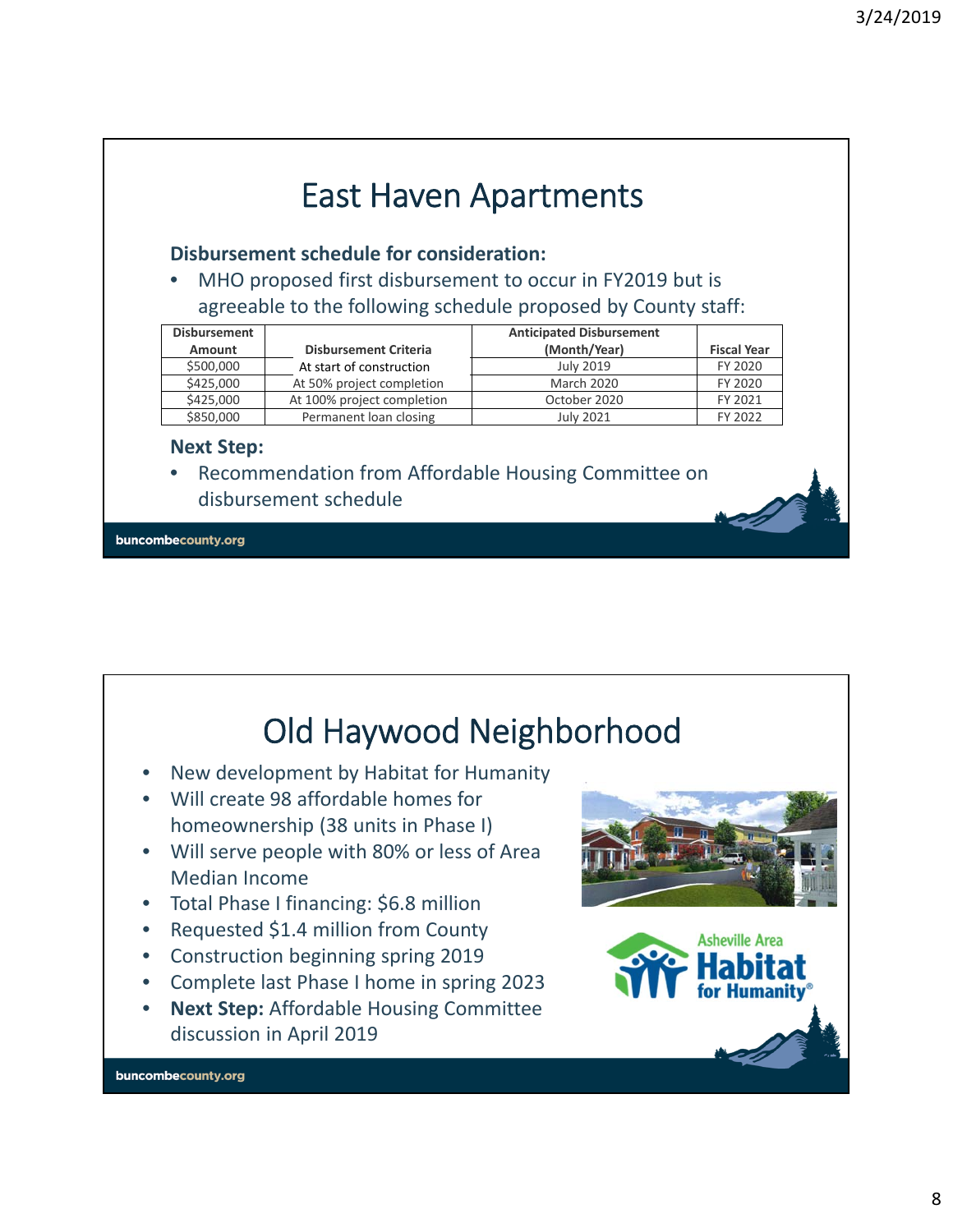# East Haven Apartments

**Disbursement schedule for consideration:**

- MHO proposed first disbursement to occur in FY2019 but is agreeable to the following schedule proposed by County staff:

| Disbursement Amount | Disbursement Criteria | Anticipated Disbursement (Month/Year) | Fiscal Year |
|---|---|---|---|
| $500,000 | At start of construction | July 2019 | FY 2020 |
| $425,000 | At 50% project completion | March 2020 | FY 2020 |
| $425,000 | At 100% project completion | October 2020 | FY 2021 |
| $850,000 | Permanent loan closing | July 2021 | FY 2022 |

**Next Step:**

- Recommendation from Affordable Housing Committee on disbursement schedule

buncombecounty.org

# Old Haywood Neighborhood

- New development by Habitat for Humanity
- Will create 98 affordable homes for homeownership (38 units in Phase I)
- Will serve people with 80% or less of Area Median Income
- Total Phase I financing: $6.8 million
- Requested $1.4 million from County
- Construction beginning spring 2019
- Complete last Phase I home in spring 2023
- **Next Step:** Affordable Housing Committee discussion in April 2019

Asheville Area Habitat for Humanity®

buncombecounty.org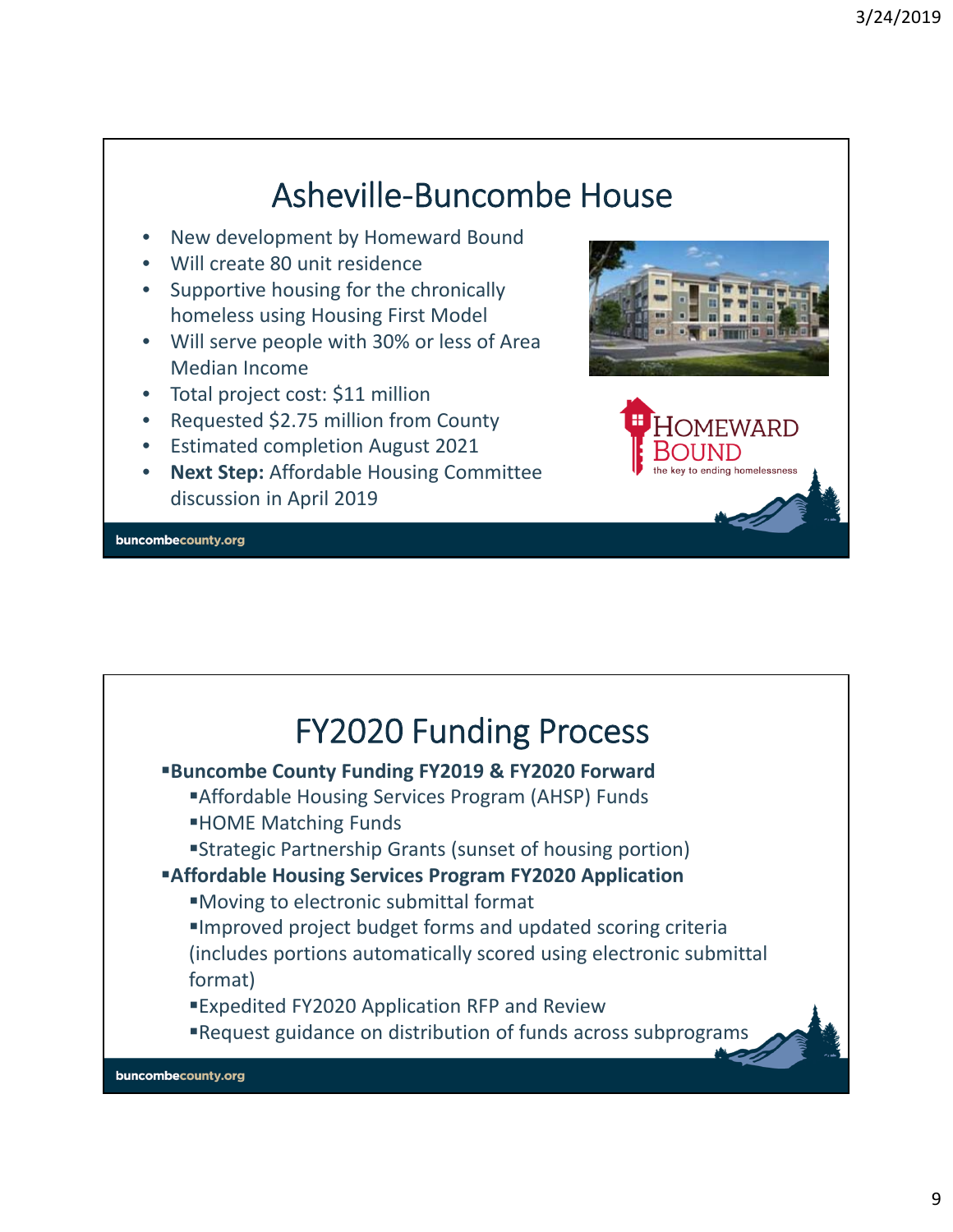# Asheville-Buncombe House

- New development by Homeward Bound
- Will create 80 unit residence
- Supportive housing for the chronically homeless using Housing First Model
- Will serve people with 30% or less of Area Median Income
- Total project cost: $11 million
- Requested $2.75 million from County
- Estimated completion August 2021
- **Next Step:** Affordable Housing Committee discussion in April 2019

HOMEWARD BOUND
the key to ending homelessness

buncombecounty.org

# FY2020 Funding Process

- **Buncombe County Funding FY2019 & FY2020 Forward**
  - Affordable Housing Services Program (AHSP) Funds
  - HOME Matching Funds
  - Strategic Partnership Grants (sunset of housing portion)
- **Affordable Housing Services Program FY2020 Application**
  - Moving to electronic submittal format
  - Improved project budget forms and updated scoring criteria (includes portions automatically scored using electronic submittal format)
  - Expedited FY2020 Application RFP and Review
  - Request guidance on distribution of funds across subprograms

buncombecounty.org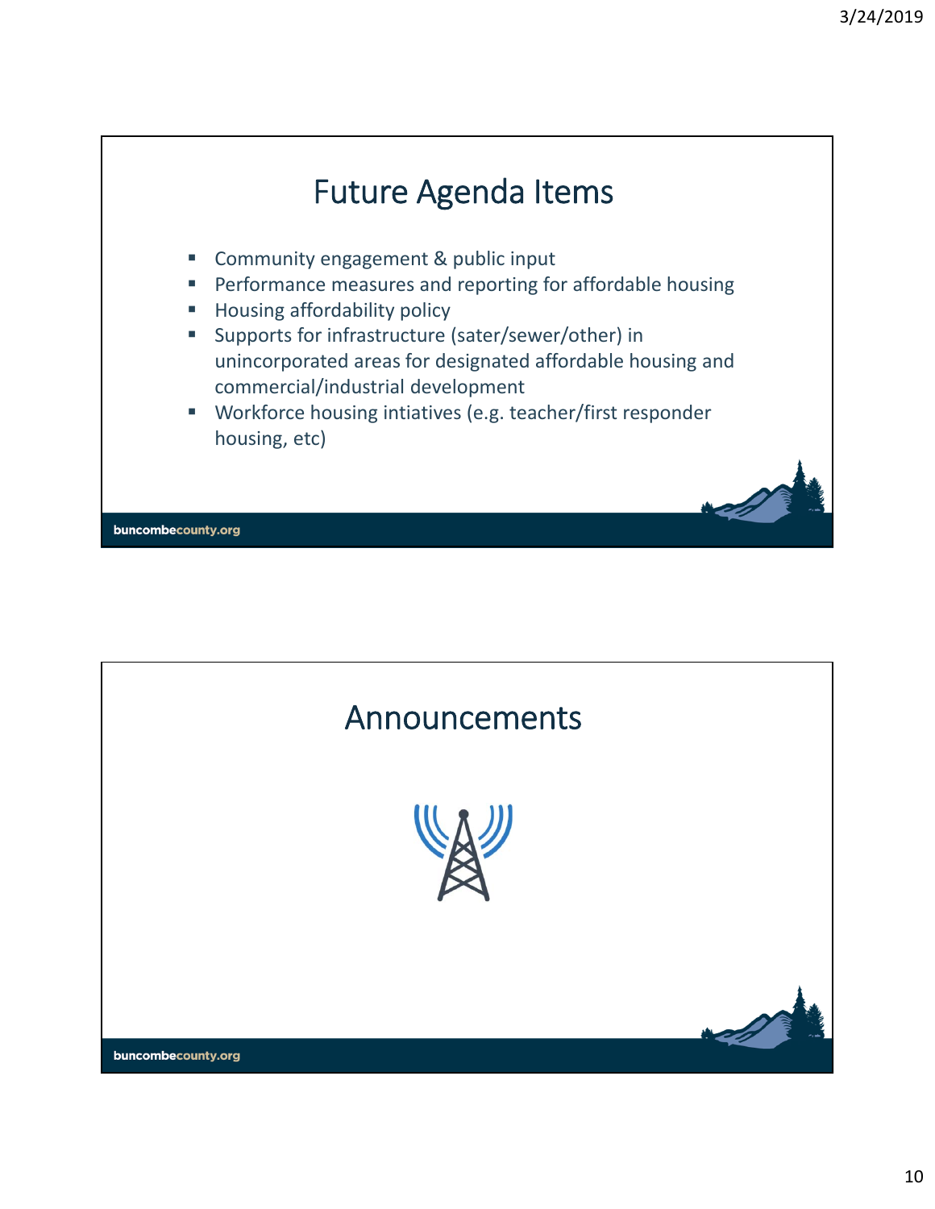## Future Agenda Items

- Community engagement & public input
- Performance measures and reporting for affordable housing
- Housing affordability policy
- Supports for infrastructure (sater/sewer/other) in unincorporated areas for designated affordable housing and commercial/industrial development
- Workforce housing intiatives (e.g. teacher/first responder housing, etc)

buncombecounty.org

## Announcements

buncombecounty.org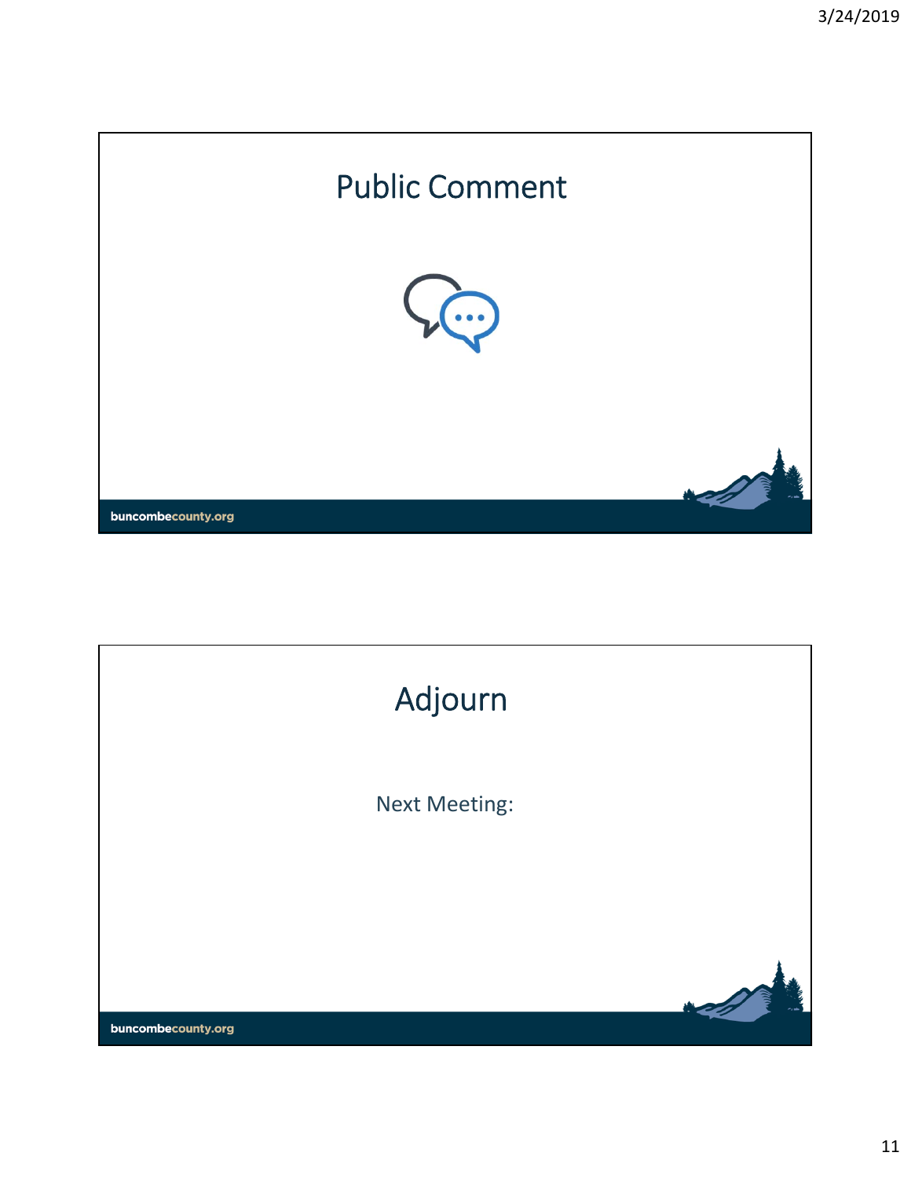# Public Comment

buncombecounty.org

# Adjourn

Next Meeting:

buncombecounty.org